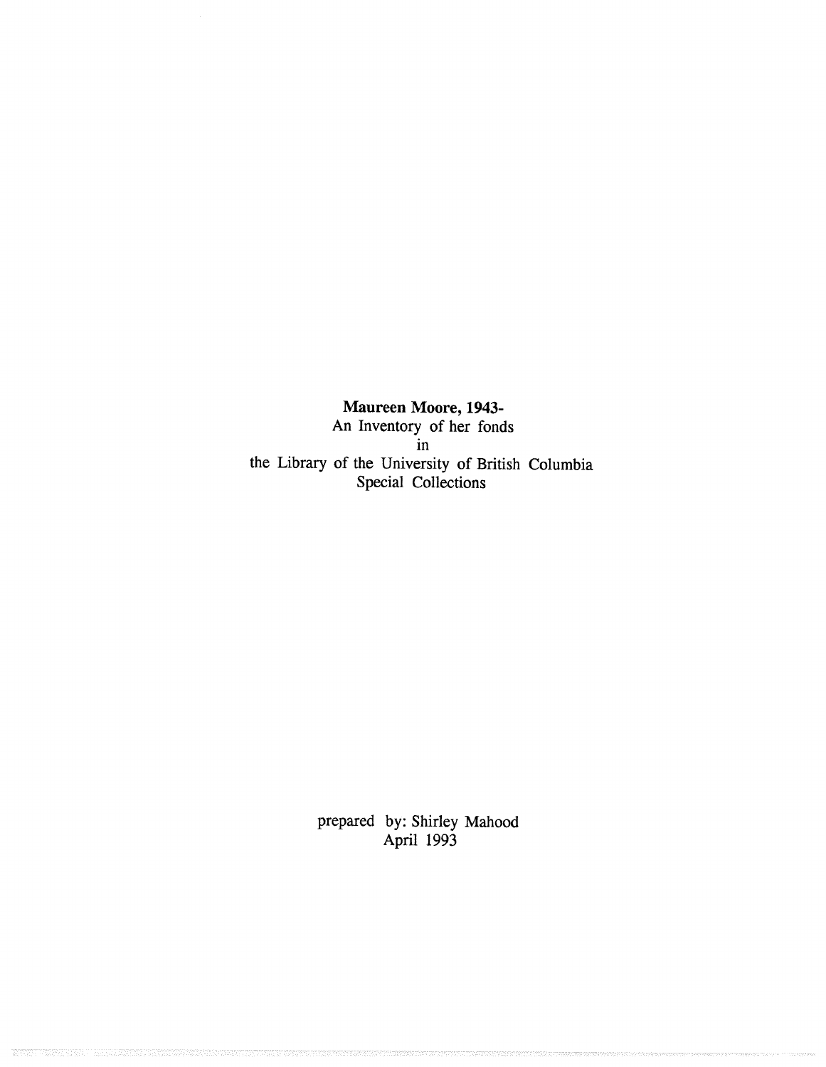**Maureen Moore, 1943-**
An Inventory of her fonds
in
the Library of the University of British Columbia
Special Collections

prepared by: Shirley Mahood
April 1993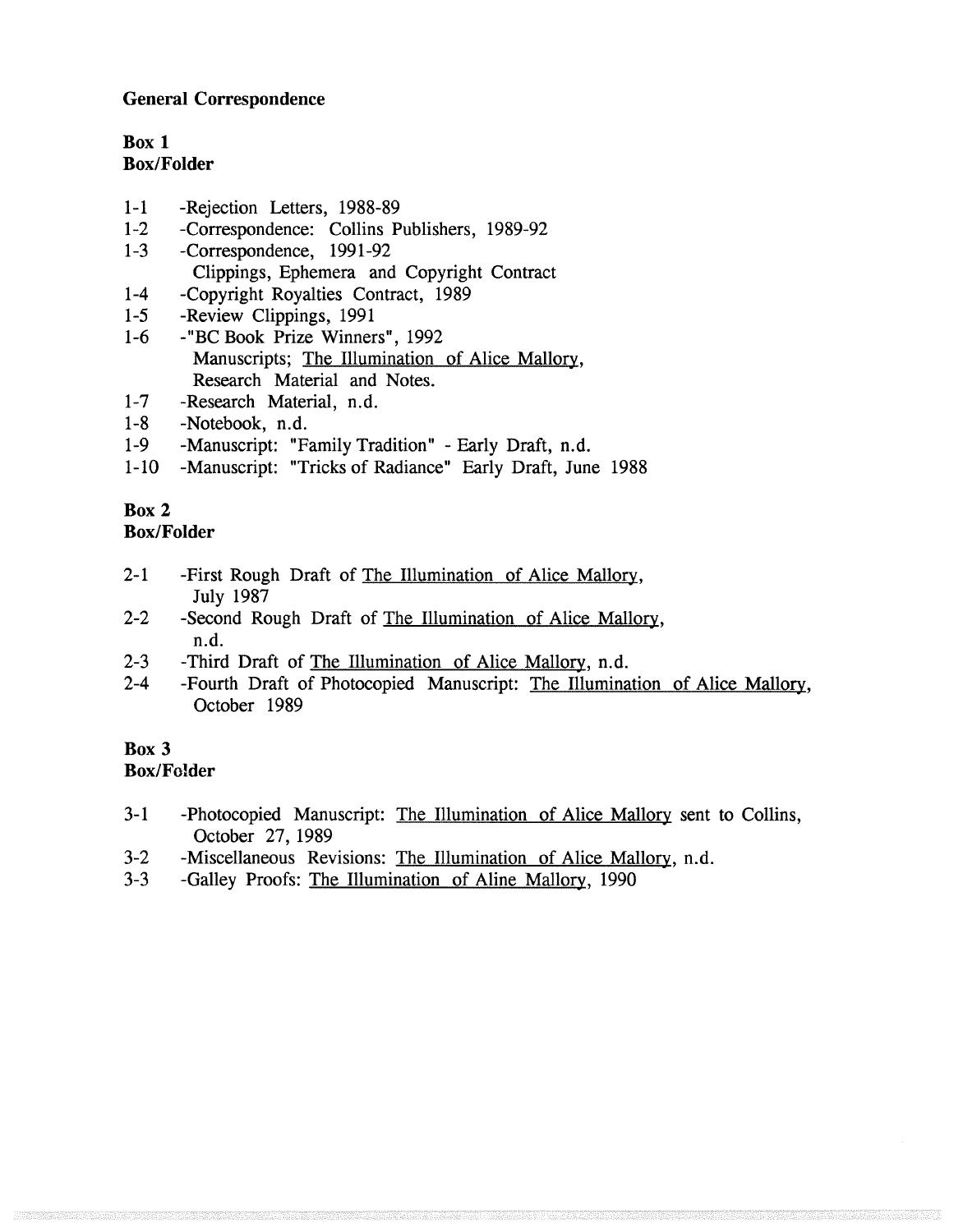**General Correspondence**

**Box 1**
**Box/Folder**

1-1 -Rejection Letters, 1988-89
1-2 -Correspondence: Collins Publishers, 1989-92
1-3 -Correspondence, 1991-92
Clippings, Ephemera and Copyright Contract
1-4 -Copyright Royalties Contract, 1989
1-5 -Review Clippings, 1991
1-6 -"BC Book Prize Winners", 1992
Manuscripts; The Illumination of Alice Mallory, Research Material and Notes.
1-7 -Research Material, n.d.
1-8 -Notebook, n.d.
1-9 -Manuscript: "Family Tradition" - Early Draft, n.d.
1-10 -Manuscript: "Tricks of Radiance" Early Draft, June 1988

**Box 2**
**Box/Folder**

2-1 -First Rough Draft of The Illumination of Alice Mallory, July 1987
2-2 -Second Rough Draft of The Illumination of Alice Mallory, n.d.
2-3 -Third Draft of The Illumination of Alice Mallory, n.d.
2-4 -Fourth Draft of Photocopied Manuscript: The Illumination of Alice Mallory, October 1989

**Box 3**
**Box/Folder**

3-1 -Photocopied Manuscript: The Illumination of Alice Mallory sent to Collins, October 27, 1989
3-2 -Miscellaneous Revisions: The Illumination of Alice Mallory, n.d.
3-3 -Galley Proofs: The Illumination of Aline Mallory, 1990